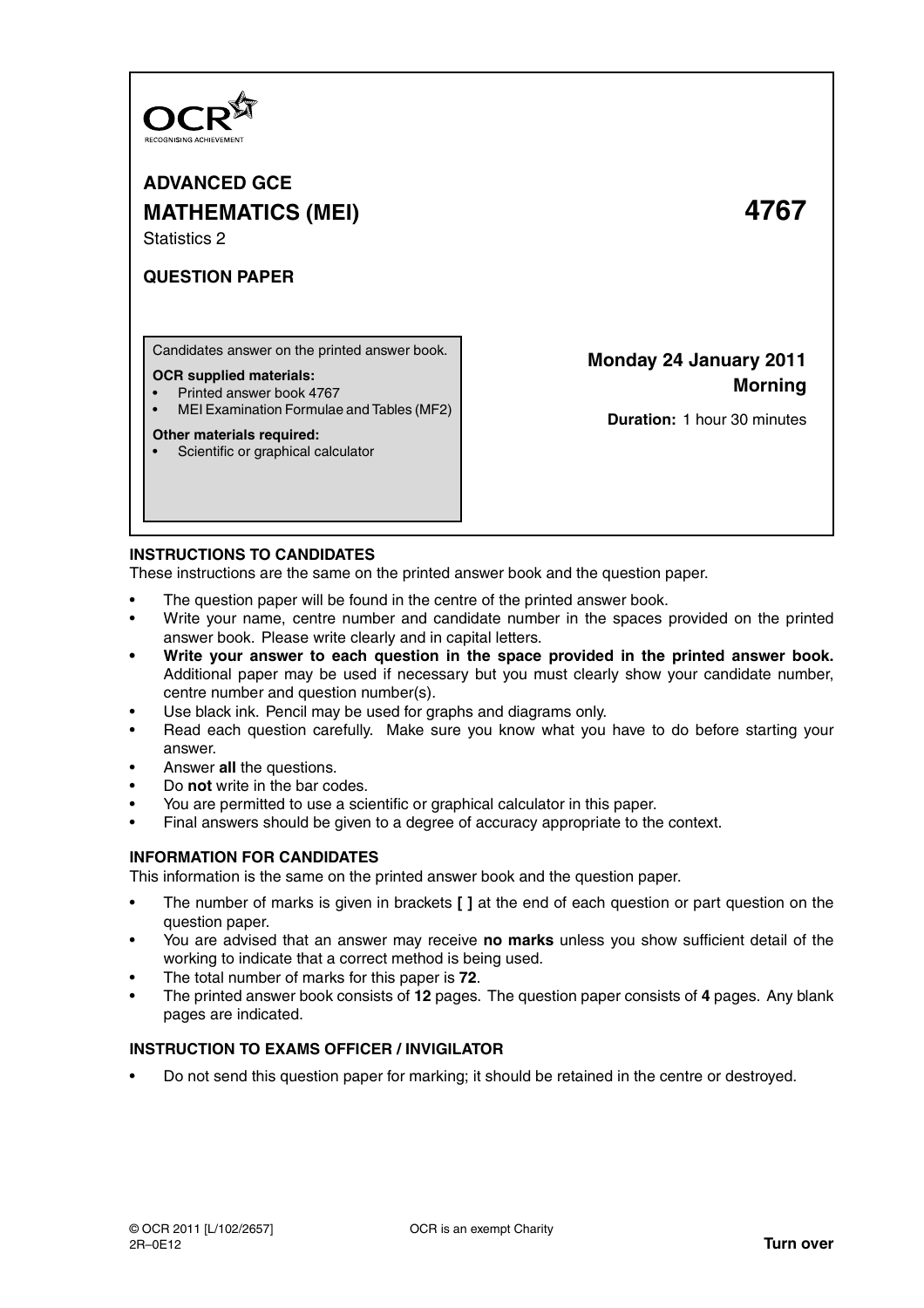OCR

RECOGNISING ACHIEVEMENT

# ADVANCED GCE
# MATHEMATICS (MEI) 4767

Statistics 2

## QUESTION PAPER

Candidates answer on the printed answer book.

**OCR supplied materials:**
- Printed answer book 4767
- MEI Examination Formulae and Tables (MF2)

**Other materials required:**
- Scientific or graphical calculator

**Monday 24 January 2011**
**Morning**

**Duration:** 1 hour 30 minutes

## INSTRUCTIONS TO CANDIDATES

These instructions are the same on the printed answer book and the question paper.

- The question paper will be found in the centre of the printed answer book.
- Write your name, centre number and candidate number in the spaces provided on the printed answer book. Please write clearly and in capital letters.
- **Write your answer to each question in the space provided in the printed answer book.** Additional paper may be used if necessary but you must clearly show your candidate number, centre number and question number(s).
- Use black ink. Pencil may be used for graphs and diagrams only.
- Read each question carefully. Make sure you know what you have to do before starting your answer.
- Answer **all** the questions.
- Do **not** write in the bar codes.
- You are permitted to use a scientific or graphical calculator in this paper.
- Final answers should be given to a degree of accuracy appropriate to the context.

## INFORMATION FOR CANDIDATES

This information is the same on the printed answer book and the question paper.

- The number of marks is given in brackets **[ ]** at the end of each question or part question on the question paper.
- You are advised that an answer may receive **no marks** unless you show sufficient detail of the working to indicate that a correct method is being used.
- The total number of marks for this paper is **72**.
- The printed answer book consists of **12** pages. The question paper consists of **4** pages. Any blank pages are indicated.

## INSTRUCTION TO EXAMS OFFICER / INVIGILATOR

- Do not send this question paper for marking; it should be retained in the centre or destroyed.

© OCR 2011 [L/102/2657] OCR is an exempt Charity

2R–0E12

**Turn over**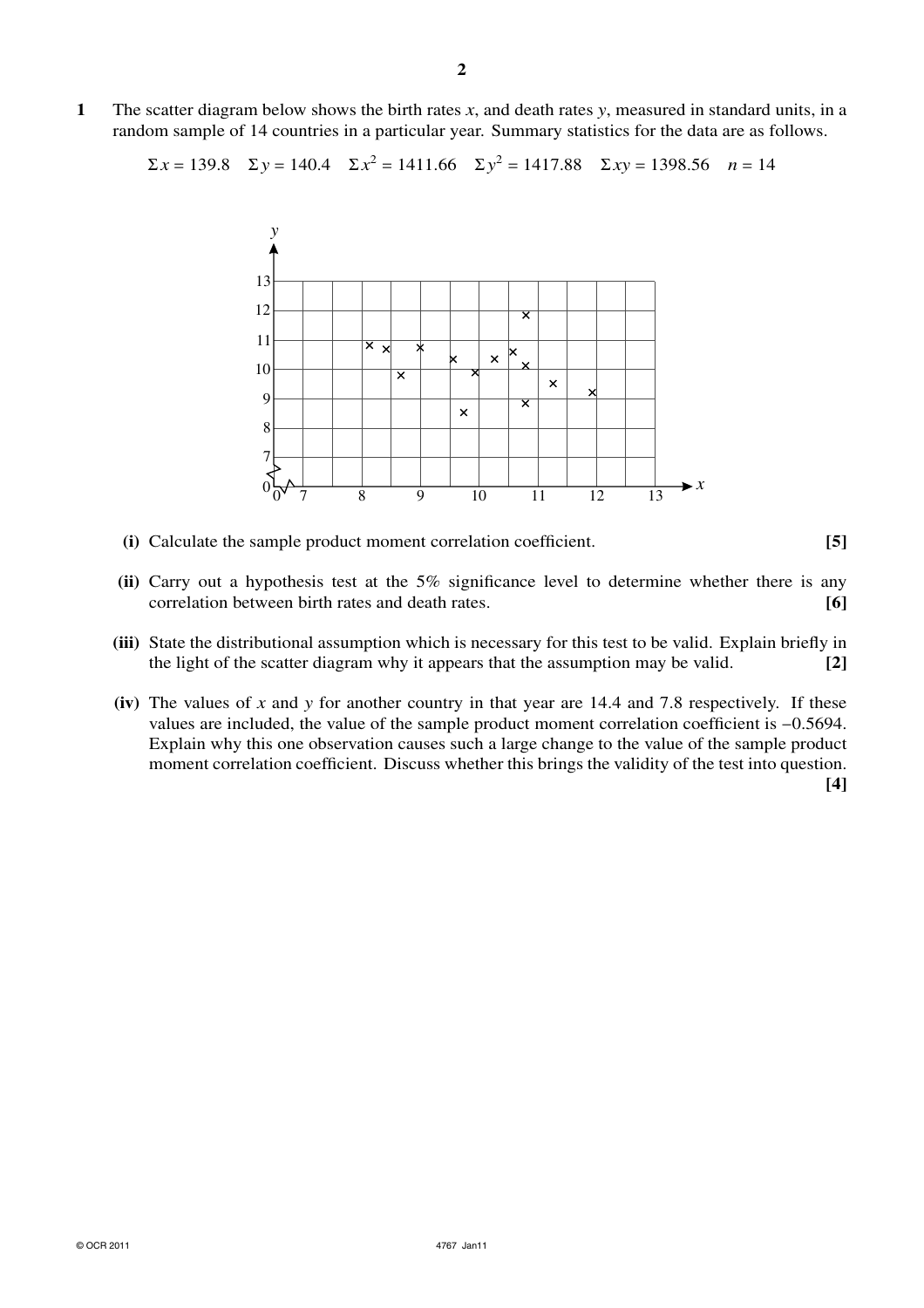**1** The scatter diagram below shows the birth rates $x$, and death rates $y$, measured in standard units, in a random sample of 14 countries in a particular year. Summary statistics for the data are as follows.

$$\Sigma x = 139.8 \quad \Sigma y = 140.4 \quad \Sigma x^2 = 1411.66 \quad \Sigma y^2 = 1417.88 \quad \Sigma xy = 1398.56 \quad n = 14$$

**(i)** Calculate the sample product moment correlation coefficient. **[5]**

**(ii)** Carry out a hypothesis test at the 5% significance level to determine whether there is any correlation between birth rates and death rates. **[6]**

**(iii)** State the distributional assumption which is necessary for this test to be valid. Explain briefly in the light of the scatter diagram why it appears that the assumption may be valid. **[2]**

**(iv)** The values of $x$ and $y$ for another country in that year are 14.4 and 7.8 respectively. If these values are included, the value of the sample product moment correlation coefficient is $-0.5694$. Explain why this one observation causes such a large change to the value of the sample product moment correlation coefficient. Discuss whether this brings the validity of the test into question. **[4]**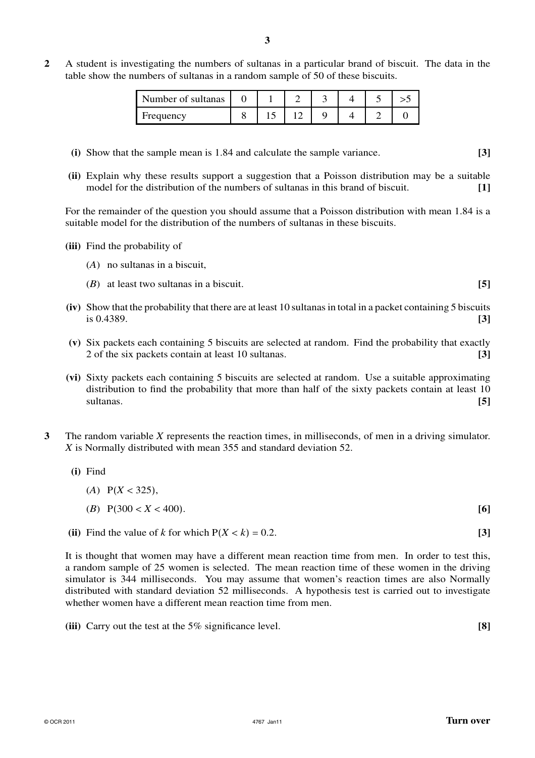**2** A student is investigating the numbers of sultanas in a particular brand of biscuit. The data in the table show the numbers of sultanas in a random sample of 50 of these biscuits.

| Number of sultanas | 0 | 1 | 2 | 3 | 4 | 5 | >5 |
|---|---|---|---|---|---|---|---|
| Frequency | 8 | 15 | 12 | 9 | 4 | 2 | 0 |

**(i)** Show that the sample mean is 1.84 and calculate the sample variance. **[3]**

**(ii)** Explain why these results support a suggestion that a Poisson distribution may be a suitable model for the distribution of the numbers of sultanas in this brand of biscuit. **[1]**

For the remainder of the question you should assume that a Poisson distribution with mean 1.84 is a suitable model for the distribution of the numbers of sultanas in these biscuits.

**(iii)** Find the probability of

($A$) no sultanas in a biscuit,

($B$) at least two sultanas in a biscuit. **[5]**

**(iv)** Show that the probability that there are at least 10 sultanas in total in a packet containing 5 biscuits is 0.4389. **[3]**

**(v)** Six packets each containing 5 biscuits are selected at random. Find the probability that exactly 2 of the six packets contain at least 10 sultanas. **[3]**

**(vi)** Sixty packets each containing 5 biscuits are selected at random. Use a suitable approximating distribution to find the probability that more than half of the sixty packets contain at least 10 sultanas. **[5]**

**3** The random variable $X$ represents the reaction times, in milliseconds, of men in a driving simulator. $X$ is Normally distributed with mean 355 and standard deviation 52.

**(i)** Find

($A$) $\mathrm{P}(X < 325)$,

($B$) $\mathrm{P}(300 < X < 400)$. **[6]**

**(ii)** Find the value of $k$ for which $\mathrm{P}(X < k) = 0.2$. **[3]**

It is thought that women may have a different mean reaction time from men. In order to test this, a random sample of 25 women is selected. The mean reaction time of these women in the driving simulator is 344 milliseconds. You may assume that women's reaction times are also Normally distributed with standard deviation 52 milliseconds. A hypothesis test is carried out to investigate whether women have a different mean reaction time from men.

**(iii)** Carry out the test at the 5% significance level. **[8]**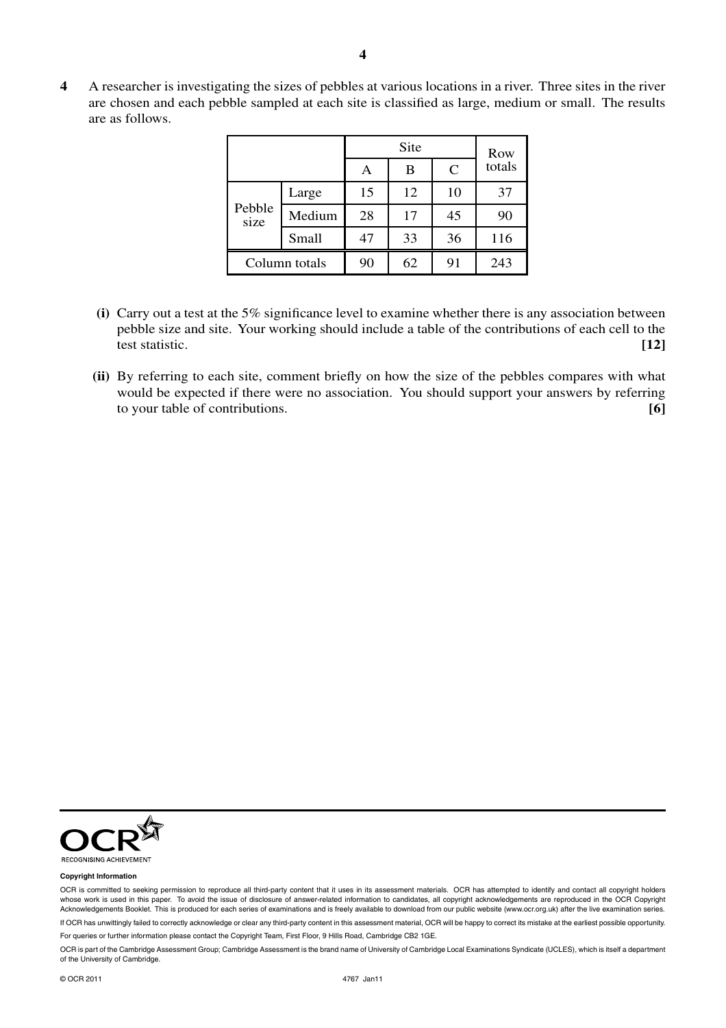**4** A researcher is investigating the sizes of pebbles at various locations in a river. Three sites in the river are chosen and each pebble sampled at each site is classified as large, medium or small. The results are as follows.

| | | Site | | | Row totals |
|---|---|---|---|---|---|
| | | A | B | C | |
| Pebble size | Large | 15 | 12 | 10 | 37 |
| | Medium | 28 | 17 | 45 | 90 |
| | Small | 47 | 33 | 36 | 116 |
| Column totals | | 90 | 62 | 91 | 243 |

**(i)** Carry out a test at the 5% significance level to examine whether there is any association between pebble size and site. Your working should include a table of the contributions of each cell to the test statistic. **[12]**

**(ii)** By referring to each site, comment briefly on how the size of the pebbles compares with what would be expected if there were no association. You should support your answers by referring to your table of contributions. **[6]**

**Copyright Information**

OCR is committed to seeking permission to reproduce all third-party content that it uses in its assessment materials. OCR has attempted to identify and contact all copyright holders whose work is used in this paper. To avoid the issue of disclosure of answer-related information to candidates, all copyright acknowledgements are reproduced in the OCR Copyright Acknowledgements Booklet. This is produced for each series of examinations and is freely available to download from our public website (www.ocr.org.uk) after the live examination series.

If OCR has unwittingly failed to correctly acknowledge or clear any third-party content in this assessment material, OCR will be happy to correct its mistake at the earliest possible opportunity.

For queries or further information please contact the Copyright Team, First Floor, 9 Hills Road, Cambridge CB2 1GE.

OCR is part of the Cambridge Assessment Group; Cambridge Assessment is the brand name of University of Cambridge Local Examinations Syndicate (UCLES), which is itself a department of the University of Cambridge.

© OCR 2011 4767 Jan11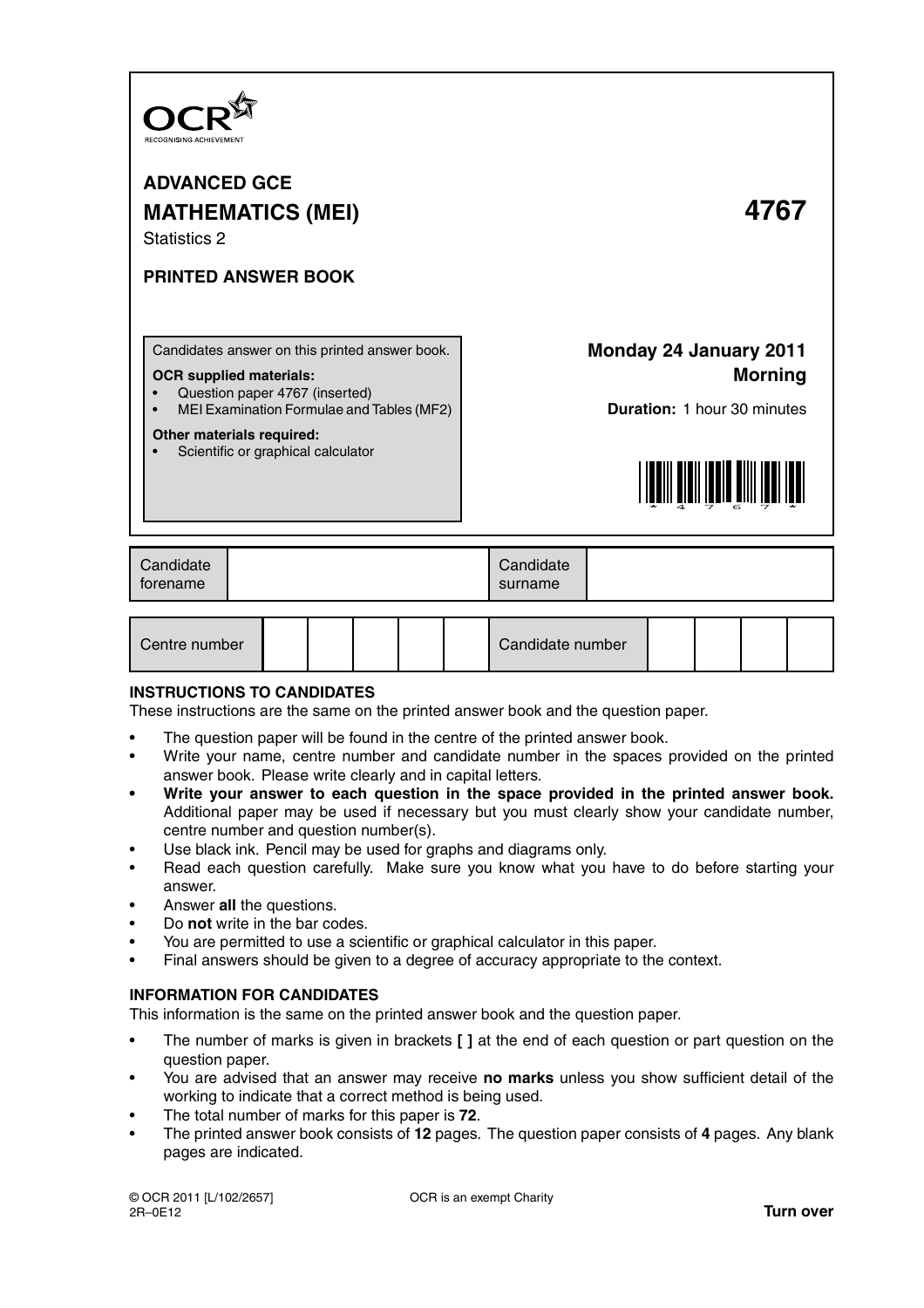**ADVANCED GCE**

**MATHEMATICS (MEI)** **4767**

Statistics 2

**PRINTED ANSWER BOOK**

Candidates answer on this printed answer book.

**OCR supplied materials:**
- Question paper 4767 (inserted)
- MEI Examination Formulae and Tables (MF2)

**Other materials required:**
- Scientific or graphical calculator

**Monday 24 January 2011**
**Morning**

**Duration:** 1 hour 30 minutes

| Candidate forename | | Candidate surname | |
|---|---|---|---|

| Centre number | | | | | | Candidate number | | | | |
|---|---|---|---|---|---|---|---|---|---|---|

**INSTRUCTIONS TO CANDIDATES**

These instructions are the same on the printed answer book and the question paper.

- The question paper will be found in the centre of the printed answer book.
- Write your name, centre number and candidate number in the spaces provided on the printed answer book. Please write clearly and in capital letters.
- **Write your answer to each question in the space provided in the printed answer book.** Additional paper may be used if necessary but you must clearly show your candidate number, centre number and question number(s).
- Use black ink. Pencil may be used for graphs and diagrams only.
- Read each question carefully. Make sure you know what you have to do before starting your answer.
- Answer **all** the questions.
- Do **not** write in the bar codes.
- You are permitted to use a scientific or graphical calculator in this paper.
- Final answers should be given to a degree of accuracy appropriate to the context.

**INFORMATION FOR CANDIDATES**

This information is the same on the printed answer book and the question paper.

- The number of marks is given in brackets **[ ]** at the end of each question or part question on the question paper.
- You are advised that an answer may receive **no marks** unless you show sufficient detail of the working to indicate that a correct method is being used.
- The total number of marks for this paper is **72**.
- The printed answer book consists of **12** pages. The question paper consists of **4** pages. Any blank pages are indicated.

© OCR 2011 [L/102/2657]
2R–0E12

OCR is an exempt Charity

**Turn over**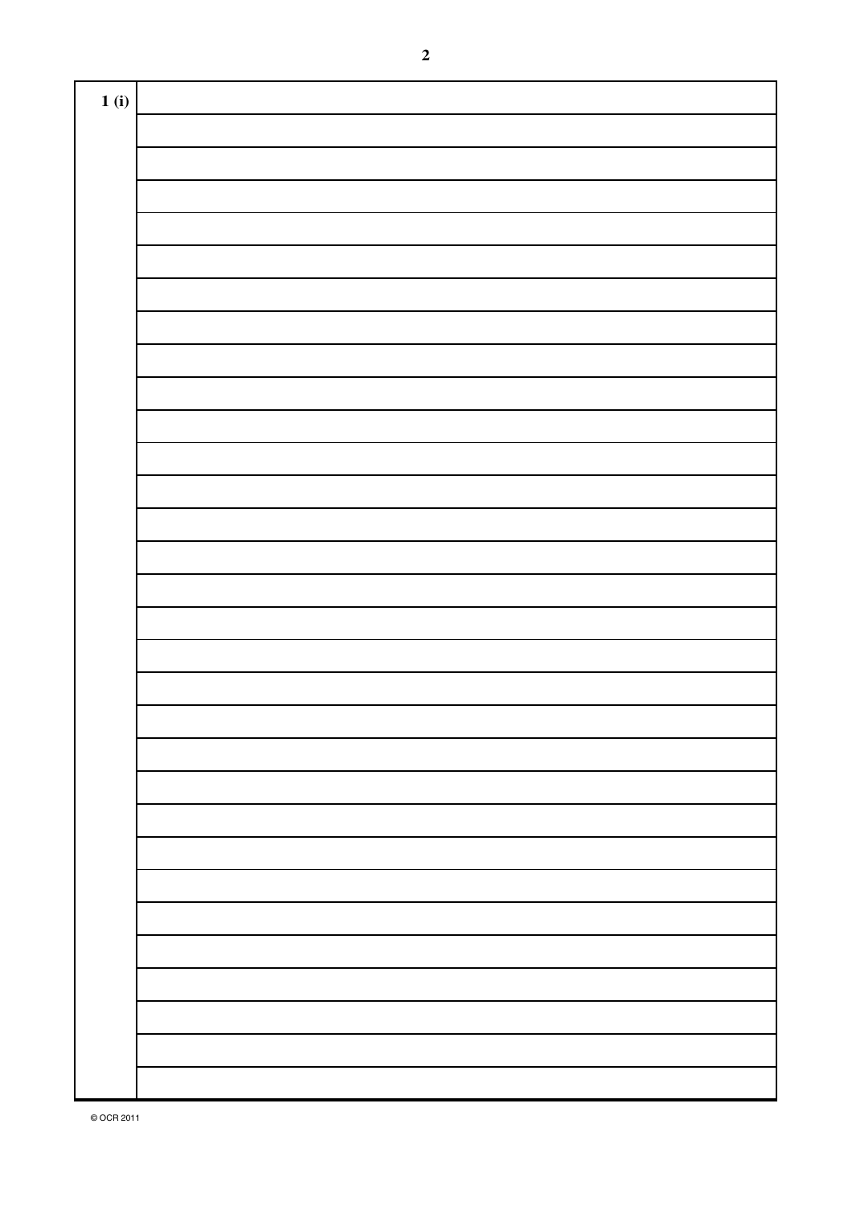**1 (i)**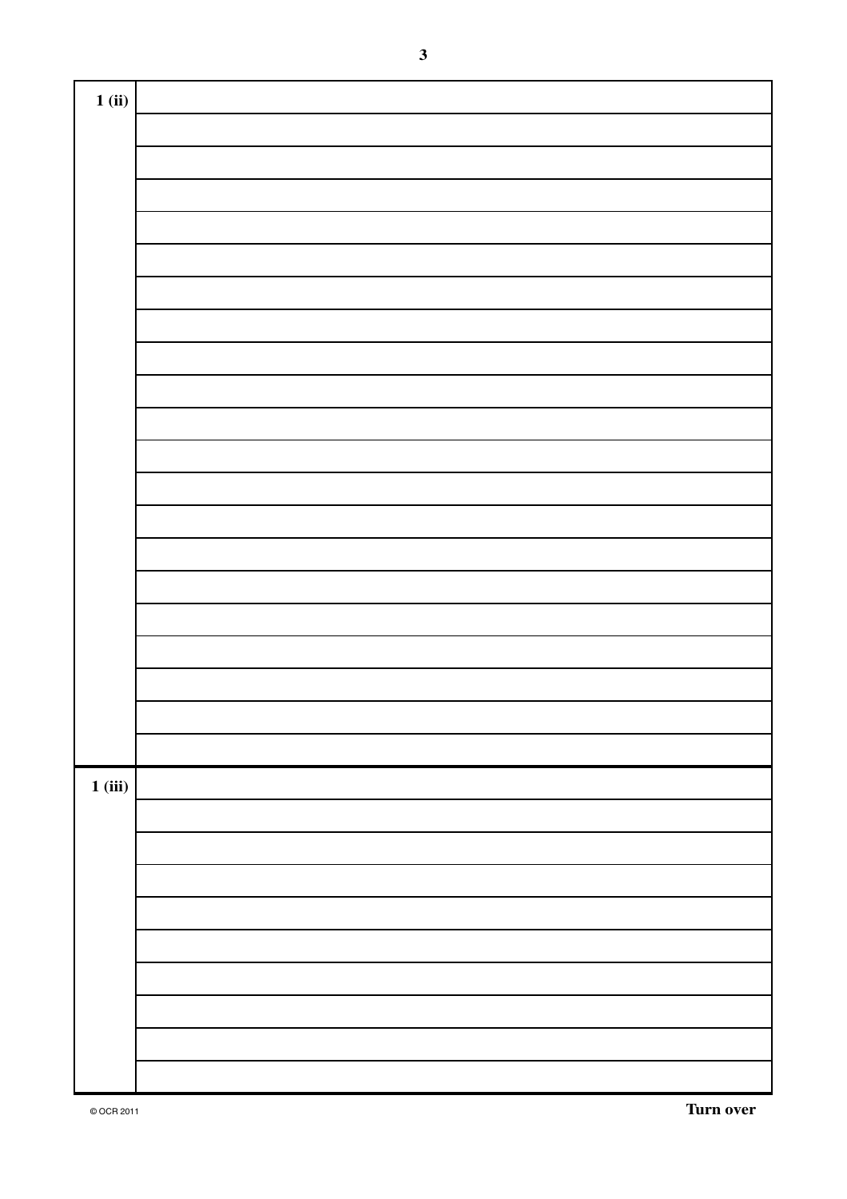1 (ii)

1 (iii)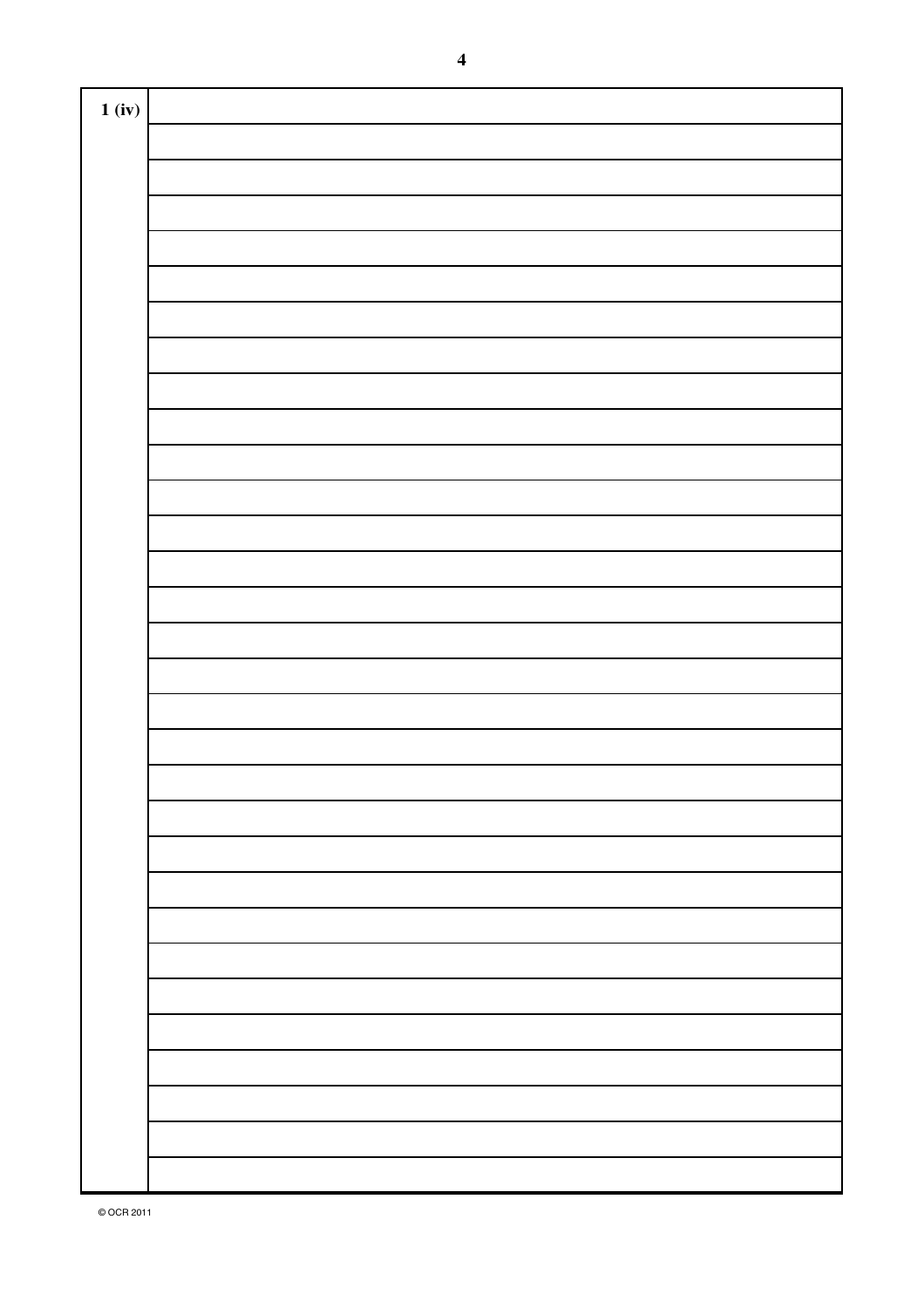**1 (iv)**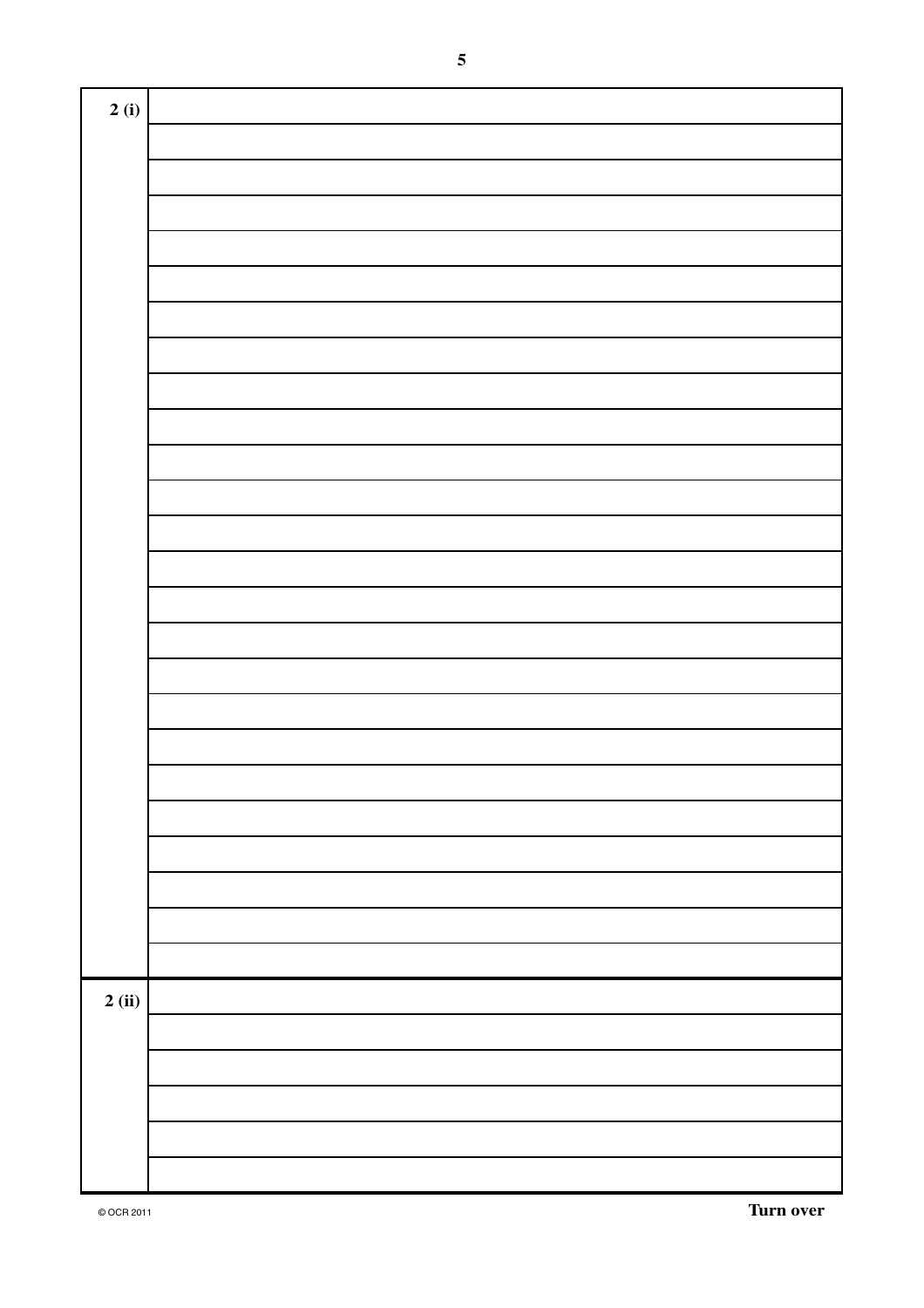| | |
|---|---|
| **2 (i)** | |
| | |
| | |
| | |
| | |
| | |
| | |
| | |
| | |
| | |
| | |
| | |
| | |
| | |
| | |
| | |
| | |
| | |
| | |
| | |
| | |
| | |
| | |
| | |
| | |
| **2 (ii)** | |
| | |
| | |
| | |
| | |
| | |

© OCR 2011

**Turn over**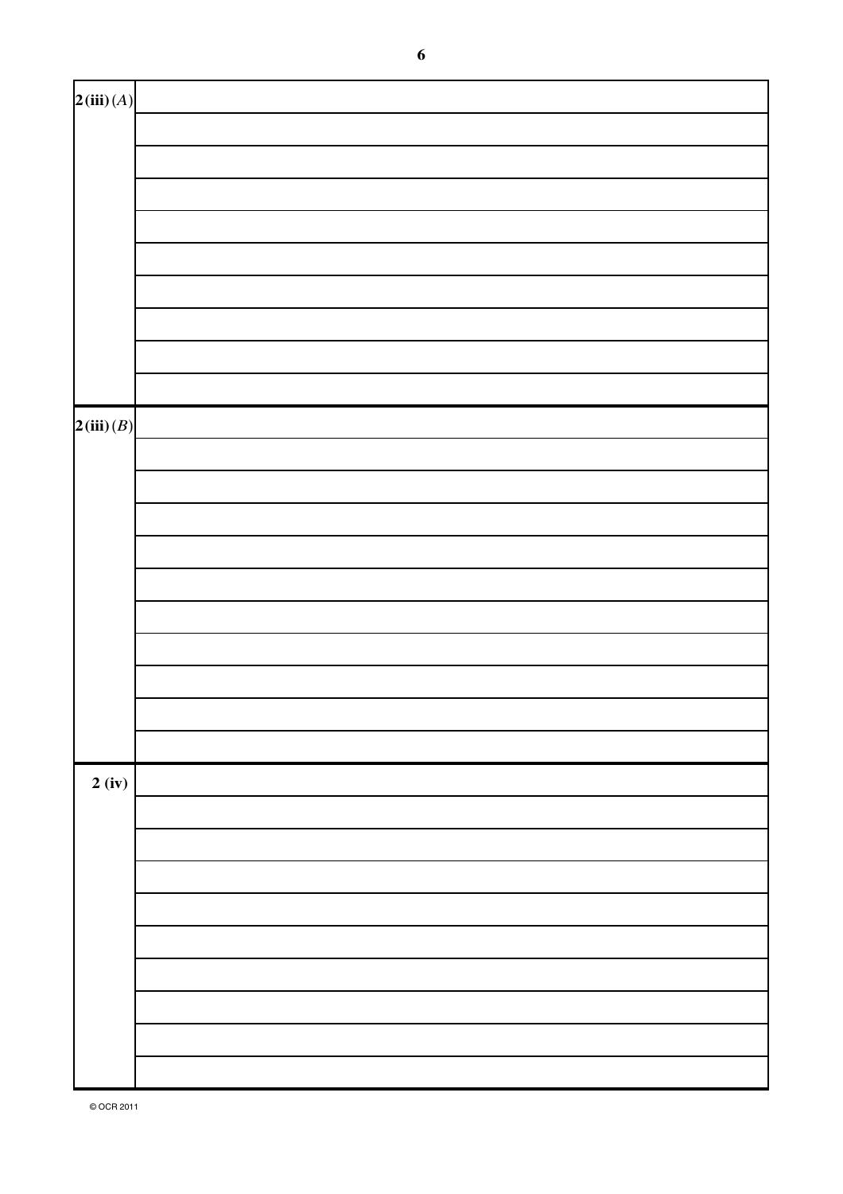| | |
|---|---|
| **2 (iii)** (*A*) | |
| | |
| | |
| | |
| | |
| | |
| | |
| | |
| | |
| | |
| **2 (iii)** (*B*) | |
| | |
| | |
| | |
| | |
| | |
| | |
| | |
| | |
| | |
| | |
| **2 (iv)** | |
| | |
| | |
| | |
| | |
| | |
| | |
| | |
| | |
| | |

© OCR 2011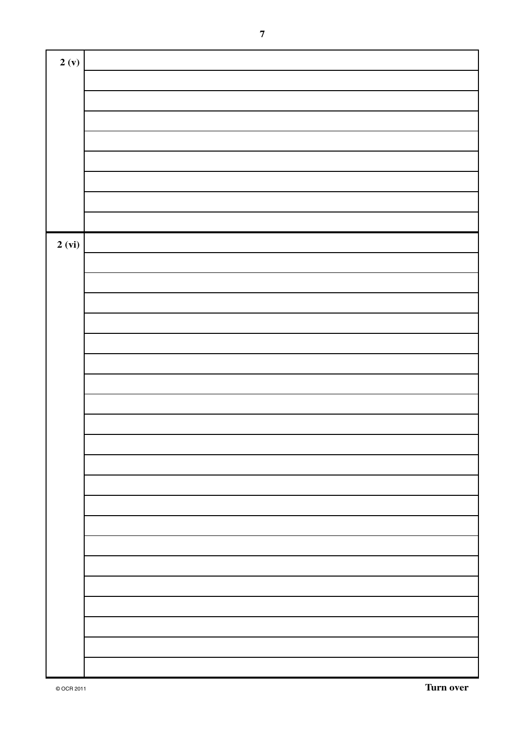2 (v)

2 (vi)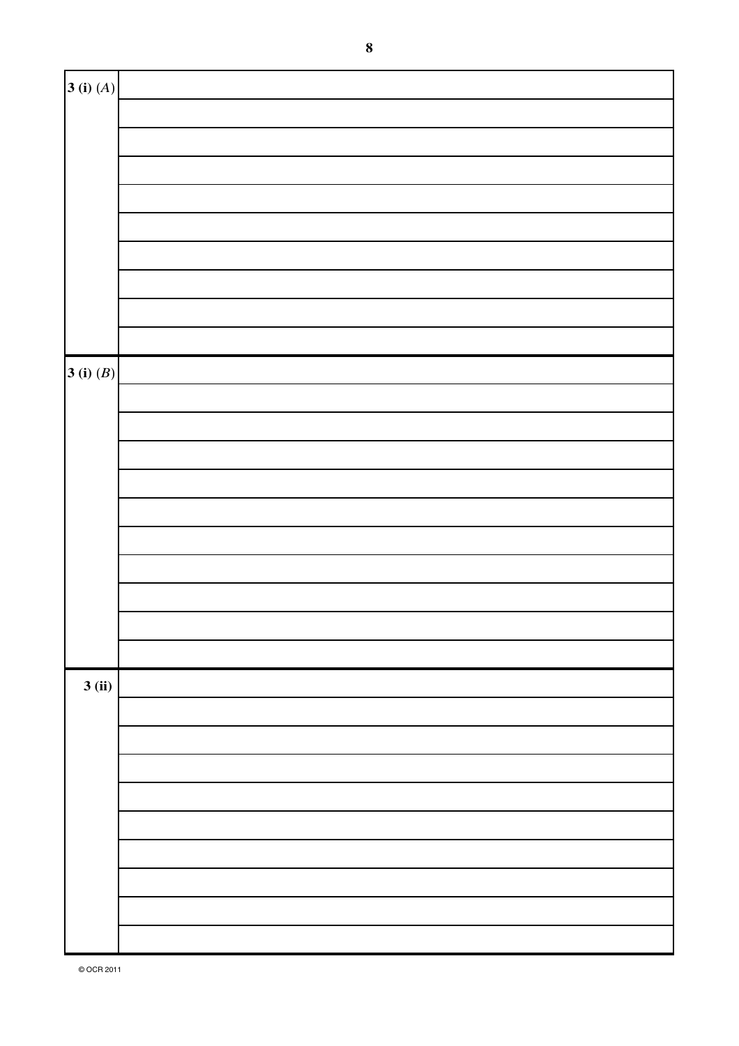| | |
|---|---|
| **3 (i)** (*A*) | |
| | |
| | |
| | |
| | |
| | |
| | |
| | |
| | |
| | |
| **3 (i)** (*B*) | |
| | |
| | |
| | |
| | |
| | |
| | |
| | |
| | |
| | |
| | |
| **3 (ii)** | |
| | |
| | |
| | |
| | |
| | |
| | |
| | |
| | |
| | |

© OCR 2011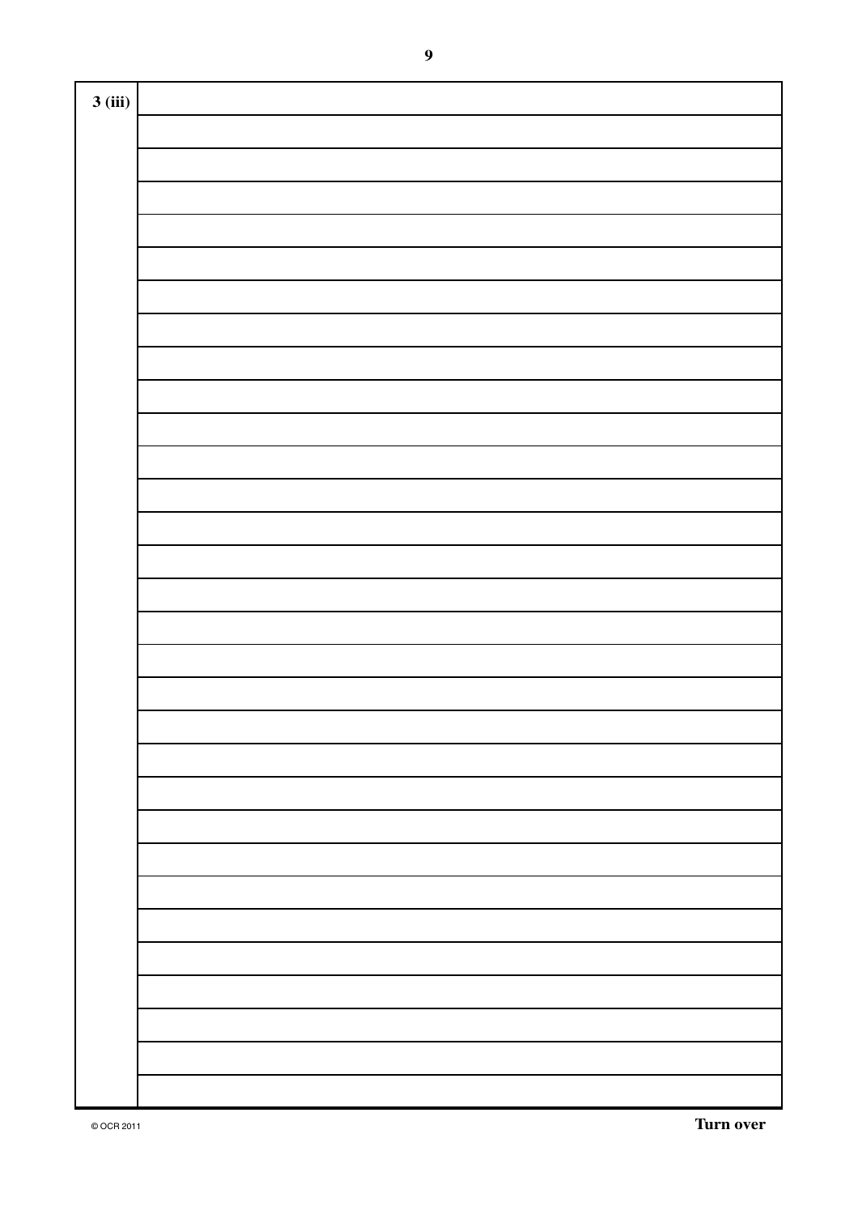3 (iii)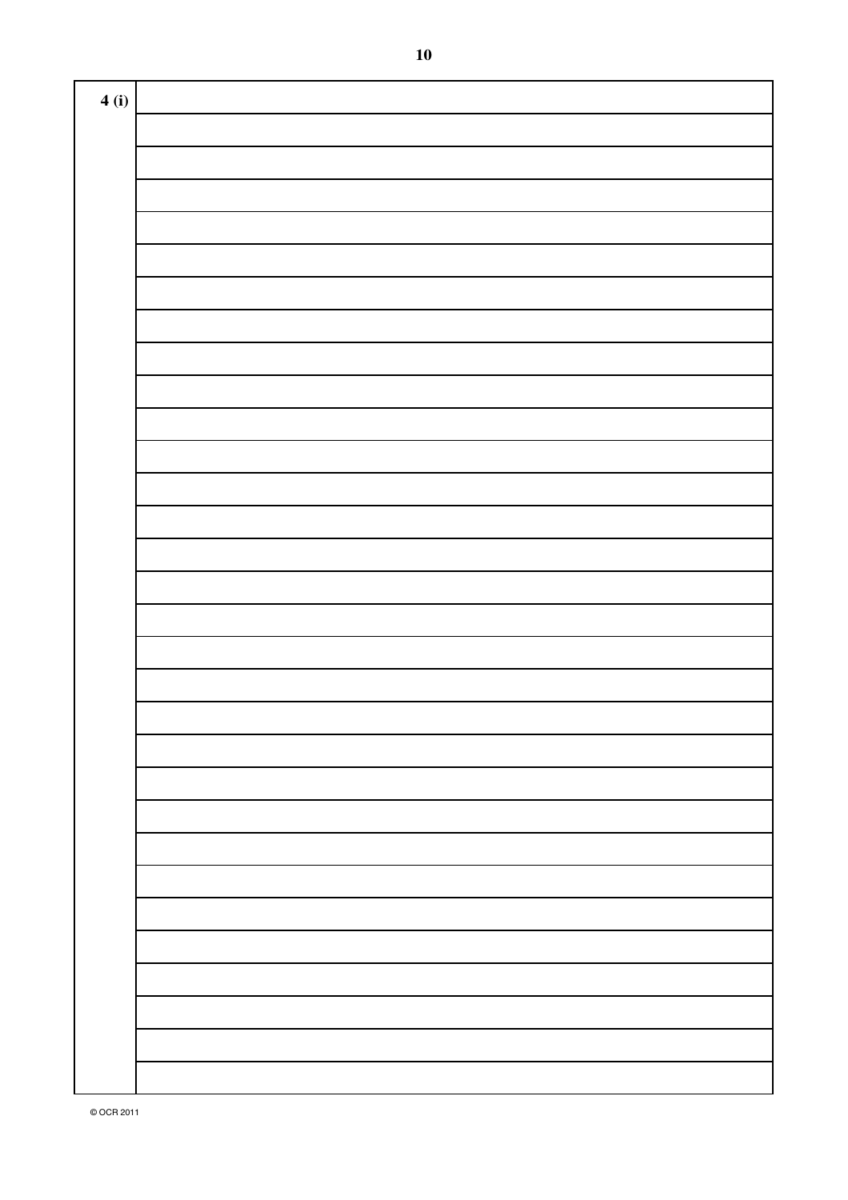**4 (i)**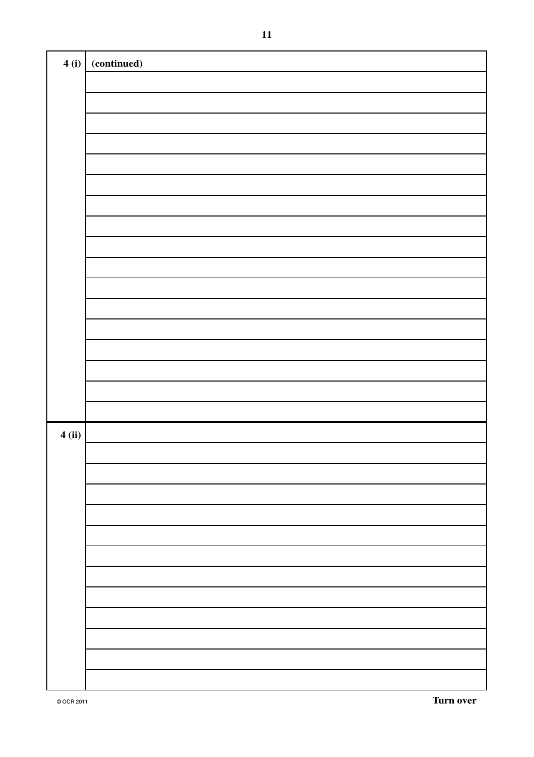**4 (i)** **(continued)**

**4 (ii)**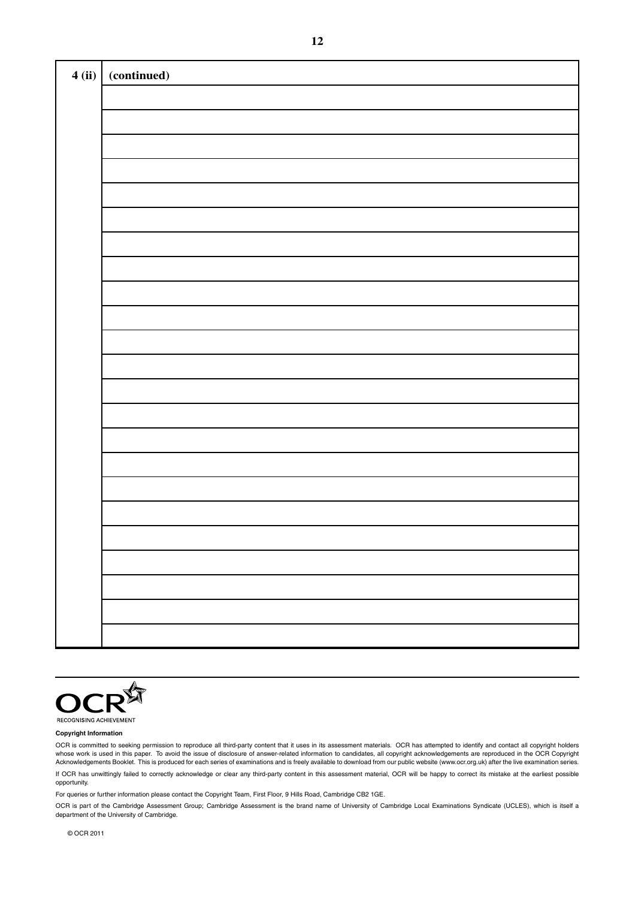| 4 (ii) | (continued) |
|---|---|
| | |
| | |
| | |
| | |
| | |
| | |
| | |
| | |
| | |
| | |
| | |
| | |
| | |
| | |
| | |
| | |
| | |
| | |
| | |
| | |
| | |
| | |
| | |

OCR
RECOGNISING ACHIEVEMENT

**Copyright Information**

OCR is committed to seeking permission to reproduce all third-party content that it uses in its assessment materials. OCR has attempted to identify and contact all copyright holders whose work is used in this paper. To avoid the issue of disclosure of answer-related information to candidates, all copyright acknowledgements are reproduced in the OCR Copyright Acknowledgements Booklet. This is produced for each series of examinations and is freely available to download from our public website (www.ocr.org.uk) after the live examination series.

If OCR has unwittingly failed to correctly acknowledge or clear any third-party content in this assessment material, OCR will be happy to correct its mistake at the earliest possible opportunity.

For queries or further information please contact the Copyright Team, First Floor, 9 Hills Road, Cambridge CB2 1GE.

OCR is part of the Cambridge Assessment Group; Cambridge Assessment is the brand name of University of Cambridge Local Examinations Syndicate (UCLES), which is itself a department of the University of Cambridge.

© OCR 2011